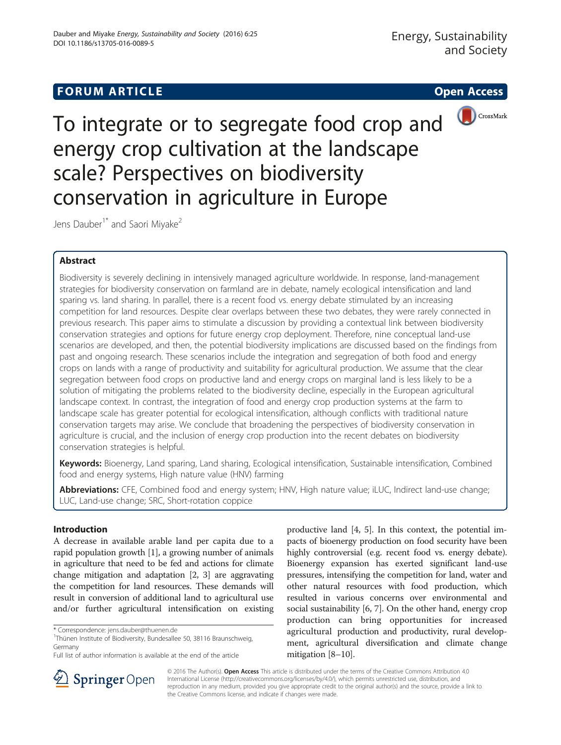**FORUM ARTICLE** **Open Access**

# To integrate or to segregate food crop and energy crop cultivation at the landscape scale? Perspectives on biodiversity conservation in agriculture in Europe

Jens Dauber[1*] and Saori Miyake[2]

## Abstract

Biodiversity is severely declining in intensively managed agriculture worldwide. In response, land-management strategies for biodiversity conservation on farmland are in debate, namely ecological intensification and land sparing vs. land sharing. In parallel, there is a recent food vs. energy debate stimulated by an increasing competition for land resources. Despite clear overlaps between these two debates, they were rarely connected in previous research. This paper aims to stimulate a discussion by providing a contextual link between biodiversity conservation strategies and options for future energy crop deployment. Therefore, nine conceptual land-use scenarios are developed, and then, the potential biodiversity implications are discussed based on the findings from past and ongoing research. These scenarios include the integration and segregation of both food and energy crops on lands with a range of productivity and suitability for agricultural production. We assume that the clear segregation between food crops on productive land and energy crops on marginal land is less likely to be a solution of mitigating the problems related to the biodiversity decline, especially in the European agricultural landscape context. In contrast, the integration of food and energy crop production systems at the farm to landscape scale has greater potential for ecological intensification, although conflicts with traditional nature conservation targets may arise. We conclude that broadening the perspectives of biodiversity conservation in agriculture is crucial, and the inclusion of energy crop production into the recent debates on biodiversity conservation strategies is helpful.

**Keywords:** Bioenergy, Land sparing, Land sharing, Ecological intensification, Sustainable intensification, Combined food and energy systems, High nature value (HNV) farming

**Abbreviations:** CFE, Combined food and energy system; HNV, High nature value; iLUC, Indirect land-use change; LUC, Land-use change; SRC, Short-rotation coppice

## Introduction

A decrease in available arable land per capita due to a rapid population growth [1], a growing number of animals in agriculture that need to be fed and actions for climate change mitigation and adaptation [2, 3] are aggravating the competition for land resources. These demands will result in conversion of additional land to agricultural use and/or further agricultural intensification on existing productive land [4, 5]. In this context, the potential impacts of bioenergy production on food security have been highly controversial (e.g. recent food vs. energy debate). Bioenergy expansion has exerted significant land-use pressures, intensifying the competition for land, water and other natural resources with food production, which resulted in various concerns over environmental and social sustainability [6, 7]. On the other hand, energy crop production can bring opportunities for increased agricultural production and productivity, rural development, agricultural diversification and climate change mitigation [8–10].

\* Correspondence: jens.dauber@thuenen.de
[1]Thünen Institute of Biodiversity, Bundesallee 50, 38116 Braunschweig, Germany
Full list of author information is available at the end of the article

© 2016 The Author(s). **Open Access** This article is distributed under the terms of the Creative Commons Attribution 4.0 International License (http://creativecommons.org/licenses/by/4.0/), which permits unrestricted use, distribution, and reproduction in any medium, provided you give appropriate credit to the original author(s) and the source, provide a link to the Creative Commons license, and indicate if changes were made.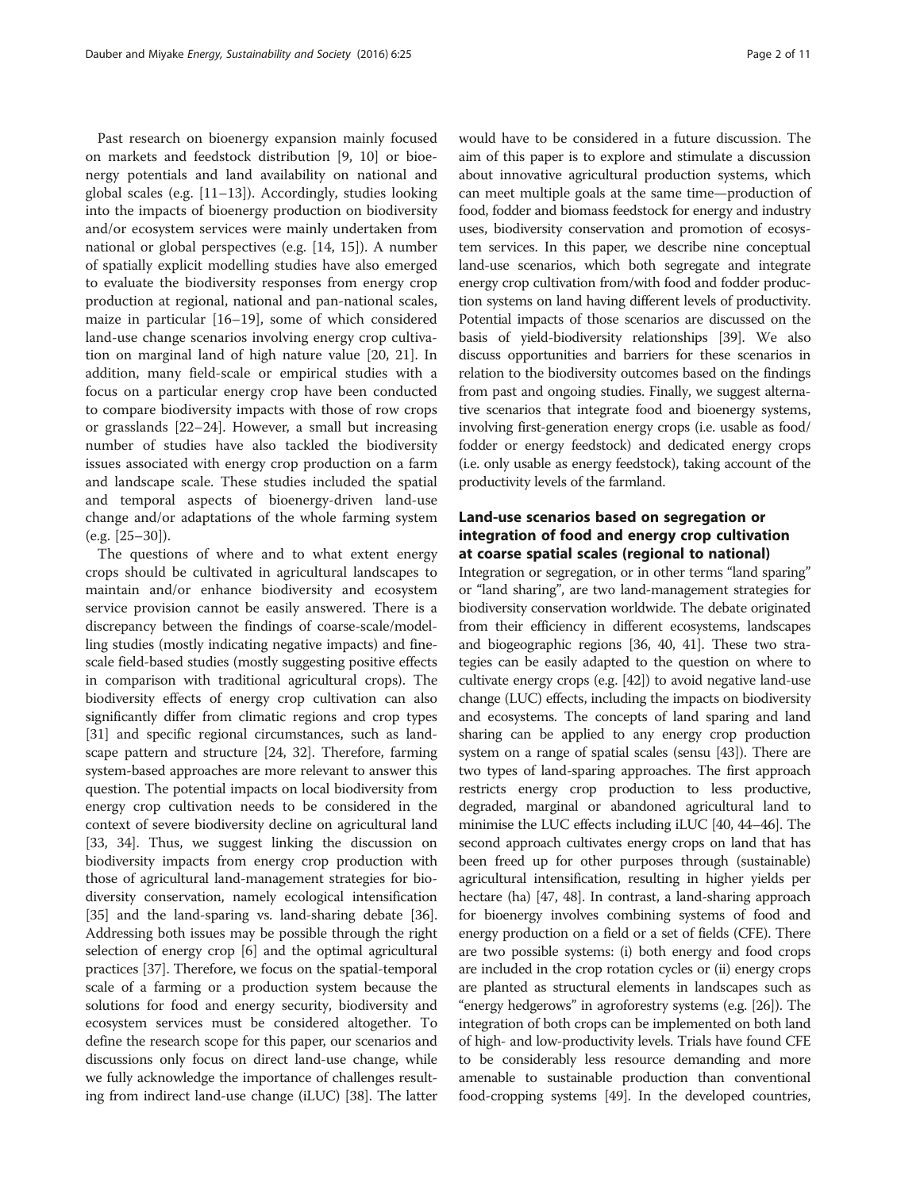Past research on bioenergy expansion mainly focused on markets and feedstock distribution [9, 10] or bioenergy potentials and land availability on national and global scales (e.g. [11–13]). Accordingly, studies looking into the impacts of bioenergy production on biodiversity and/or ecosystem services were mainly undertaken from national or global perspectives (e.g. [14, 15]). A number of spatially explicit modelling studies have also emerged to evaluate the biodiversity responses from energy crop production at regional, national and pan-national scales, maize in particular [16–19], some of which considered land-use change scenarios involving energy crop cultivation on marginal land of high nature value [20, 21]. In addition, many field-scale or empirical studies with a focus on a particular energy crop have been conducted to compare biodiversity impacts with those of row crops or grasslands [22–24]. However, a small but increasing number of studies have also tackled the biodiversity issues associated with energy crop production on a farm and landscape scale. These studies included the spatial and temporal aspects of bioenergy-driven land-use change and/or adaptations of the whole farming system (e.g. [25–30]).

The questions of where and to what extent energy crops should be cultivated in agricultural landscapes to maintain and/or enhance biodiversity and ecosystem service provision cannot be easily answered. There is a discrepancy between the findings of coarse-scale/modelling studies (mostly indicating negative impacts) and fine-scale field-based studies (mostly suggesting positive effects in comparison with traditional agricultural crops). The biodiversity effects of energy crop cultivation can also significantly differ from climatic regions and crop types [31] and specific regional circumstances, such as landscape pattern and structure [24, 32]. Therefore, farming system-based approaches are more relevant to answer this question. The potential impacts on local biodiversity from energy crop cultivation needs to be considered in the context of severe biodiversity decline on agricultural land [33, 34]. Thus, we suggest linking the discussion on biodiversity impacts from energy crop production with those of agricultural land-management strategies for biodiversity conservation, namely ecological intensification [35] and the land-sparing vs. land-sharing debate [36]. Addressing both issues may be possible through the right selection of energy crop [6] and the optimal agricultural practices [37]. Therefore, we focus on the spatial-temporal scale of a farming or a production system because the solutions for food and energy security, biodiversity and ecosystem services must be considered altogether. To define the research scope for this paper, our scenarios and discussions only focus on direct land-use change, while we fully acknowledge the importance of challenges resulting from indirect land-use change (iLUC) [38]. The latter would have to be considered in a future discussion. The aim of this paper is to explore and stimulate a discussion about innovative agricultural production systems, which can meet multiple goals at the same time—production of food, fodder and biomass feedstock for energy and industry uses, biodiversity conservation and promotion of ecosystem services. In this paper, we describe nine conceptual land-use scenarios, which both segregate and integrate energy crop cultivation from/with food and fodder production systems on land having different levels of productivity. Potential impacts of those scenarios are discussed on the basis of yield-biodiversity relationships [39]. We also discuss opportunities and barriers for these scenarios in relation to the biodiversity outcomes based on the findings from past and ongoing studies. Finally, we suggest alternative scenarios that integrate food and bioenergy systems, involving first-generation energy crops (i.e. usable as food/fodder or energy feedstock) and dedicated energy crops (i.e. only usable as energy feedstock), taking account of the productivity levels of the farmland.

## Land-use scenarios based on segregation or integration of food and energy crop cultivation at coarse spatial scales (regional to national)

Integration or segregation, or in other terms "land sparing" or "land sharing", are two land-management strategies for biodiversity conservation worldwide. The debate originated from their efficiency in different ecosystems, landscapes and biogeographic regions [36, 40, 41]. These two strategies can be easily adapted to the question on where to cultivate energy crops (e.g. [42]) to avoid negative land-use change (LUC) effects, including the impacts on biodiversity and ecosystems. The concepts of land sparing and land sharing can be applied to any energy crop production system on a range of spatial scales (sensu [43]). There are two types of land-sparing approaches. The first approach restricts energy crop production to less productive, degraded, marginal or abandoned agricultural land to minimise the LUC effects including iLUC [40, 44–46]. The second approach cultivates energy crops on land that has been freed up for other purposes through (sustainable) agricultural intensification, resulting in higher yields per hectare (ha) [47, 48]. In contrast, a land-sharing approach for bioenergy involves combining systems of food and energy production on a field or a set of fields (CFE). There are two possible systems: (i) both energy and food crops are included in the crop rotation cycles or (ii) energy crops are planted as structural elements in landscapes such as "energy hedgerows" in agroforestry systems (e.g. [26]). The integration of both crops can be implemented on both land of high- and low-productivity levels. Trials have found CFE to be considerably less resource demanding and more amenable to sustainable production than conventional food-cropping systems [49]. In the developed countries,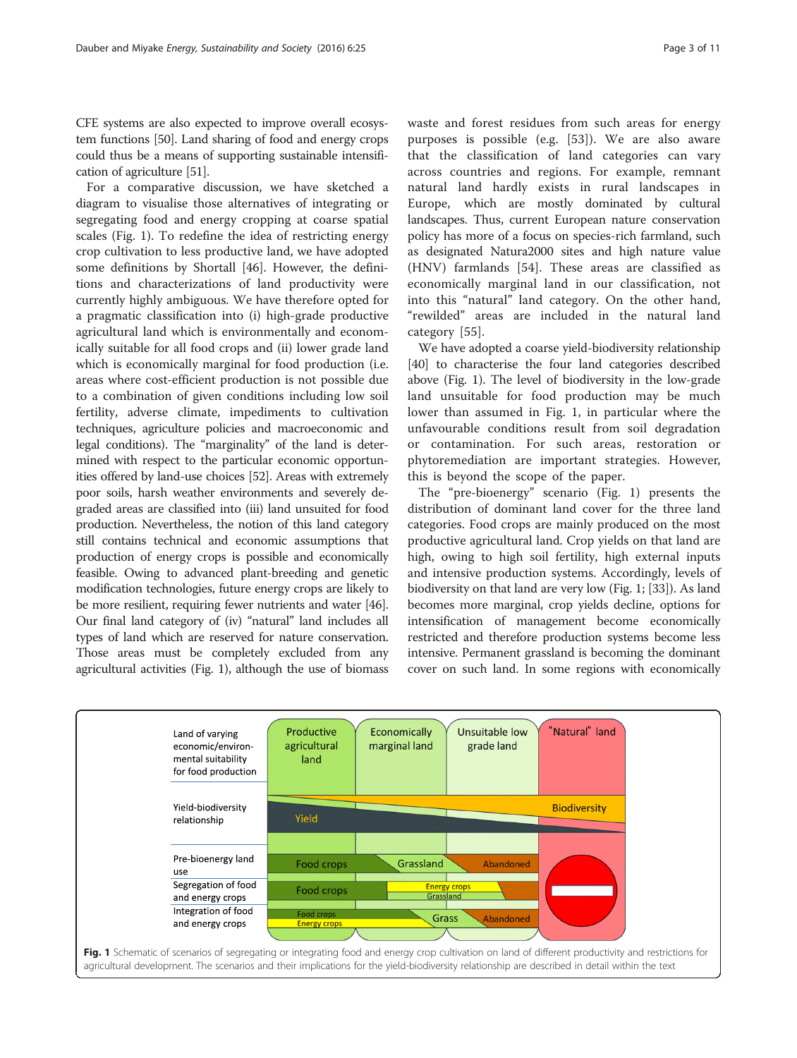CFE systems are also expected to improve overall ecosystem functions [50]. Land sharing of food and energy crops could thus be a means of supporting sustainable intensification of agriculture [51].

For a comparative discussion, we have sketched a diagram to visualise those alternatives of integrating or segregating food and energy cropping at coarse spatial scales (Fig. 1). To redefine the idea of restricting energy crop cultivation to less productive land, we have adopted some definitions by Shortall [46]. However, the definitions and characterizations of land productivity were currently highly ambiguous. We have therefore opted for a pragmatic classification into (i) high-grade productive agricultural land which is environmentally and economically suitable for all food crops and (ii) lower grade land which is economically marginal for food production (i.e. areas where cost-efficient production is not possible due to a combination of given conditions including low soil fertility, adverse climate, impediments to cultivation techniques, agriculture policies and macroeconomic and legal conditions). The "marginality" of the land is determined with respect to the particular economic opportunities offered by land-use choices [52]. Areas with extremely poor soils, harsh weather environments and severely degraded areas are classified into (iii) land unsuited for food production. Nevertheless, the notion of this land category still contains technical and economic assumptions that production of energy crops is possible and economically feasible. Owing to advanced plant-breeding and genetic modification technologies, future energy crops are likely to be more resilient, requiring fewer nutrients and water [46]. Our final land category of (iv) "natural" land includes all types of land which are reserved for nature conservation. Those areas must be completely excluded from any agricultural activities (Fig. 1), although the use of biomass waste and forest residues from such areas for energy purposes is possible (e.g. [53]). We are also aware that the classification of land categories can vary across countries and regions. For example, remnant natural land hardly exists in rural landscapes in Europe, which are mostly dominated by cultural landscapes. Thus, current European nature conservation policy has more of a focus on species-rich farmland, such as designated Natura2000 sites and high nature value (HNV) farmlands [54]. These areas are classified as economically marginal land in our classification, not into this "natural" land category. On the other hand, "rewilded" areas are included in the natural land category [55].

We have adopted a coarse yield-biodiversity relationship [40] to characterise the four land categories described above (Fig. 1). The level of biodiversity in the low-grade land unsuitable for food production may be much lower than assumed in Fig. 1, in particular where the unfavourable conditions result from soil degradation or contamination. For such areas, restoration or phytoremediation are important strategies. However, this is beyond the scope of the paper.

The "pre-bioenergy" scenario (Fig. 1) presents the distribution of dominant land cover for the three land categories. Food crops are mainly produced on the most productive agricultural land. Crop yields on that land are high, owing to high soil fertility, high external inputs and intensive production systems. Accordingly, levels of biodiversity on that land are very low (Fig. 1; [33]). As land becomes more marginal, crop yields decline, options for intensification of management become economically restricted and therefore production systems become less intensive. Permanent grassland is becoming the dominant cover on such land. In some regions with economically

**Fig. 1** Schematic of scenarios of segregating or integrating food and energy crop cultivation on land of different productivity and restrictions for agricultural development. The scenarios and their implications for the yield-biodiversity relationship are described in detail within the text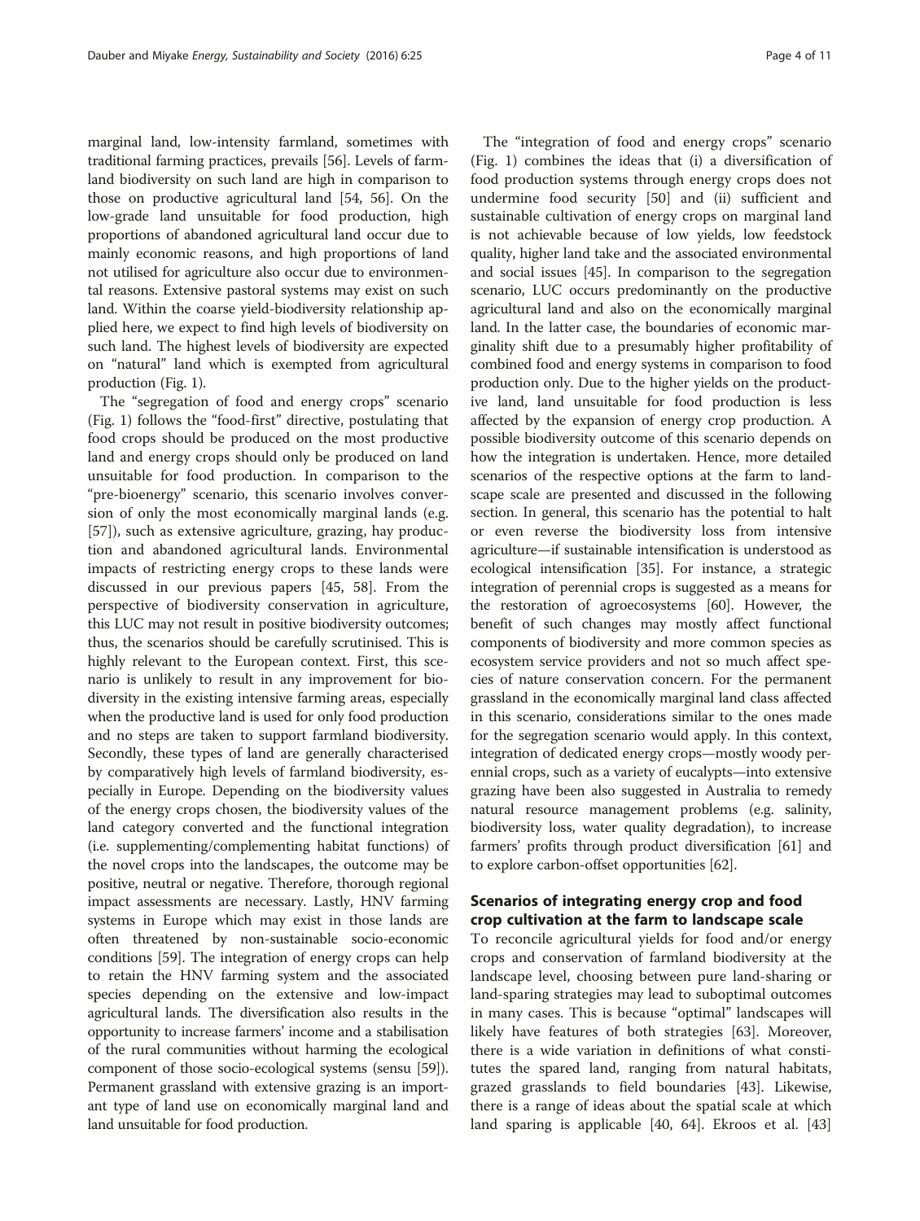marginal land, low-intensity farmland, sometimes with traditional farming practices, prevails [56]. Levels of farmland biodiversity on such land are high in comparison to those on productive agricultural land [54, 56]. On the low-grade land unsuitable for food production, high proportions of abandoned agricultural land occur due to mainly economic reasons, and high proportions of land not utilised for agriculture also occur due to environmental reasons. Extensive pastoral systems may exist on such land. Within the coarse yield-biodiversity relationship applied here, we expect to find high levels of biodiversity on such land. The highest levels of biodiversity are expected on "natural" land which is exempted from agricultural production (Fig. 1).

The "segregation of food and energy crops" scenario (Fig. 1) follows the "food-first" directive, postulating that food crops should be produced on the most productive land and energy crops should only be produced on land unsuitable for food production. In comparison to the "pre-bioenergy" scenario, this scenario involves conversion of only the most economically marginal lands (e.g. [57]), such as extensive agriculture, grazing, hay production and abandoned agricultural lands. Environmental impacts of restricting energy crops to these lands were discussed in our previous papers [45, 58]. From the perspective of biodiversity conservation in agriculture, this LUC may not result in positive biodiversity outcomes; thus, the scenarios should be carefully scrutinised. This is highly relevant to the European context. First, this scenario is unlikely to result in any improvement for biodiversity in the existing intensive farming areas, especially when the productive land is used for only food production and no steps are taken to support farmland biodiversity. Secondly, these types of land are generally characterised by comparatively high levels of farmland biodiversity, especially in Europe. Depending on the biodiversity values of the energy crops chosen, the biodiversity values of the land category converted and the functional integration (i.e. supplementing/complementing habitat functions) of the novel crops into the landscapes, the outcome may be positive, neutral or negative. Therefore, thorough regional impact assessments are necessary. Lastly, HNV farming systems in Europe which may exist in those lands are often threatened by non-sustainable socio-economic conditions [59]. The integration of energy crops can help to retain the HNV farming system and the associated species depending on the extensive and low-impact agricultural lands. The diversification also results in the opportunity to increase farmers' income and a stabilisation of the rural communities without harming the ecological component of those socio-ecological systems (sensu [59]). Permanent grassland with extensive grazing is an important type of land use on economically marginal land and land unsuitable for food production.

The "integration of food and energy crops" scenario (Fig. 1) combines the ideas that (i) a diversification of food production systems through energy crops does not undermine food security [50] and (ii) sufficient and sustainable cultivation of energy crops on marginal land is not achievable because of low yields, low feedstock quality, higher land take and the associated environmental and social issues [45]. In comparison to the segregation scenario, LUC occurs predominantly on the productive agricultural land and also on the economically marginal land. In the latter case, the boundaries of economic marginality shift due to a presumably higher profitability of combined food and energy systems in comparison to food production only. Due to the higher yields on the productive land, land unsuitable for food production is less affected by the expansion of energy crop production. A possible biodiversity outcome of this scenario depends on how the integration is undertaken. Hence, more detailed scenarios of the respective options at the farm to landscape scale are presented and discussed in the following section. In general, this scenario has the potential to halt or even reverse the biodiversity loss from intensive agriculture—if sustainable intensification is understood as ecological intensification [35]. For instance, a strategic integration of perennial crops is suggested as a means for the restoration of agroecosystems [60]. However, the benefit of such changes may mostly affect functional components of biodiversity and more common species as ecosystem service providers and not so much affect species of nature conservation concern. For the permanent grassland in the economically marginal land class affected in this scenario, considerations similar to the ones made for the segregation scenario would apply. In this context, integration of dedicated energy crops—mostly woody perennial crops, such as a variety of eucalypts—into extensive grazing have been also suggested in Australia to remedy natural resource management problems (e.g. salinity, biodiversity loss, water quality degradation), to increase farmers' profits through product diversification [61] and to explore carbon-offset opportunities [62].

## Scenarios of integrating energy crop and food crop cultivation at the farm to landscape scale

To reconcile agricultural yields for food and/or energy crops and conservation of farmland biodiversity at the landscape level, choosing between pure land-sharing or land-sparing strategies may lead to suboptimal outcomes in many cases. This is because "optimal" landscapes will likely have features of both strategies [63]. Moreover, there is a wide variation in definitions of what constitutes the spared land, ranging from natural habitats, grazed grasslands to field boundaries [43]. Likewise, there is a range of ideas about the spatial scale at which land sparing is applicable [40, 64]. Ekroos et al. [43]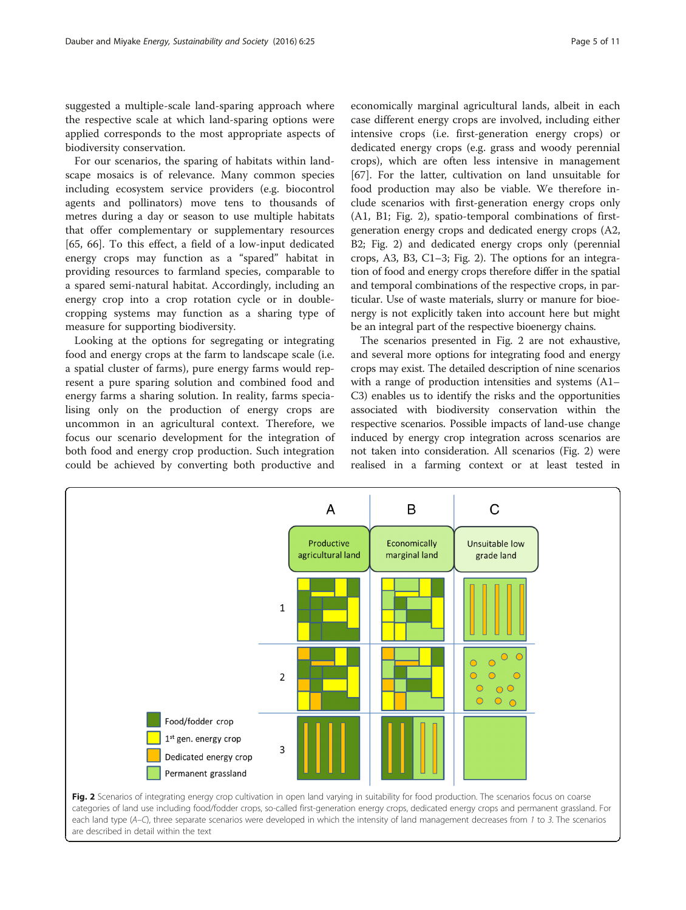suggested a multiple-scale land-sparing approach where the respective scale at which land-sparing options were applied corresponds to the most appropriate aspects of biodiversity conservation.

For our scenarios, the sparing of habitats within landscape mosaics is of relevance. Many common species including ecosystem service providers (e.g. biocontrol agents and pollinators) move tens to thousands of metres during a day or season to use multiple habitats that offer complementary or supplementary resources [65, 66]. To this effect, a field of a low-input dedicated energy crops may function as a "spared" habitat in providing resources to farmland species, comparable to a spared semi-natural habitat. Accordingly, including an energy crop into a crop rotation cycle or in double-cropping systems may function as a sharing type of measure for supporting biodiversity.

Looking at the options for segregating or integrating food and energy crops at the farm to landscape scale (i.e. a spatial cluster of farms), pure energy farms would represent a pure sparing solution and combined food and energy farms a sharing solution. In reality, farms specialising only on the production of energy crops are uncommon in an agricultural context. Therefore, we focus our scenario development for the integration of both food and energy crop production. Such integration could be achieved by converting both productive and economically marginal agricultural lands, albeit in each case different energy crops are involved, including either intensive crops (i.e. first-generation energy crops) or dedicated energy crops (e.g. grass and woody perennial crops), which are often less intensive in management [67]. For the latter, cultivation on land unsuitable for food production may also be viable. We therefore include scenarios with first-generation energy crops only (A1, B1; Fig. 2), spatio-temporal combinations of first-generation energy crops and dedicated energy crops (A2, B2; Fig. 2) and dedicated energy crops only (perennial crops, A3, B3, C1–3; Fig. 2). The options for an integration of food and energy crops therefore differ in the spatial and temporal combinations of the respective crops, in particular. Use of waste materials, slurry or manure for bioenergy is not explicitly taken into account here but might be an integral part of the respective bioenergy chains.

The scenarios presented in Fig. 2 are not exhaustive, and several more options for integrating food and energy crops may exist. The detailed description of nine scenarios with a range of production intensities and systems (A1–C3) enables us to identify the risks and the opportunities associated with biodiversity conservation within the respective scenarios. Possible impacts of land-use change induced by energy crop integration across scenarios are not taken into consideration. All scenarios (Fig. 2) were realised in a farming context or at least tested in

**Fig. 2** Scenarios of integrating energy crop cultivation in open land varying in suitability for food production. The scenarios focus on coarse categories of land use including food/fodder crops, so-called first-generation energy crops, dedicated energy crops and permanent grassland. For each land type (*A–C*), three separate scenarios were developed in which the intensity of land management decreases from *1* to *3*. The scenarios are described in detail within the text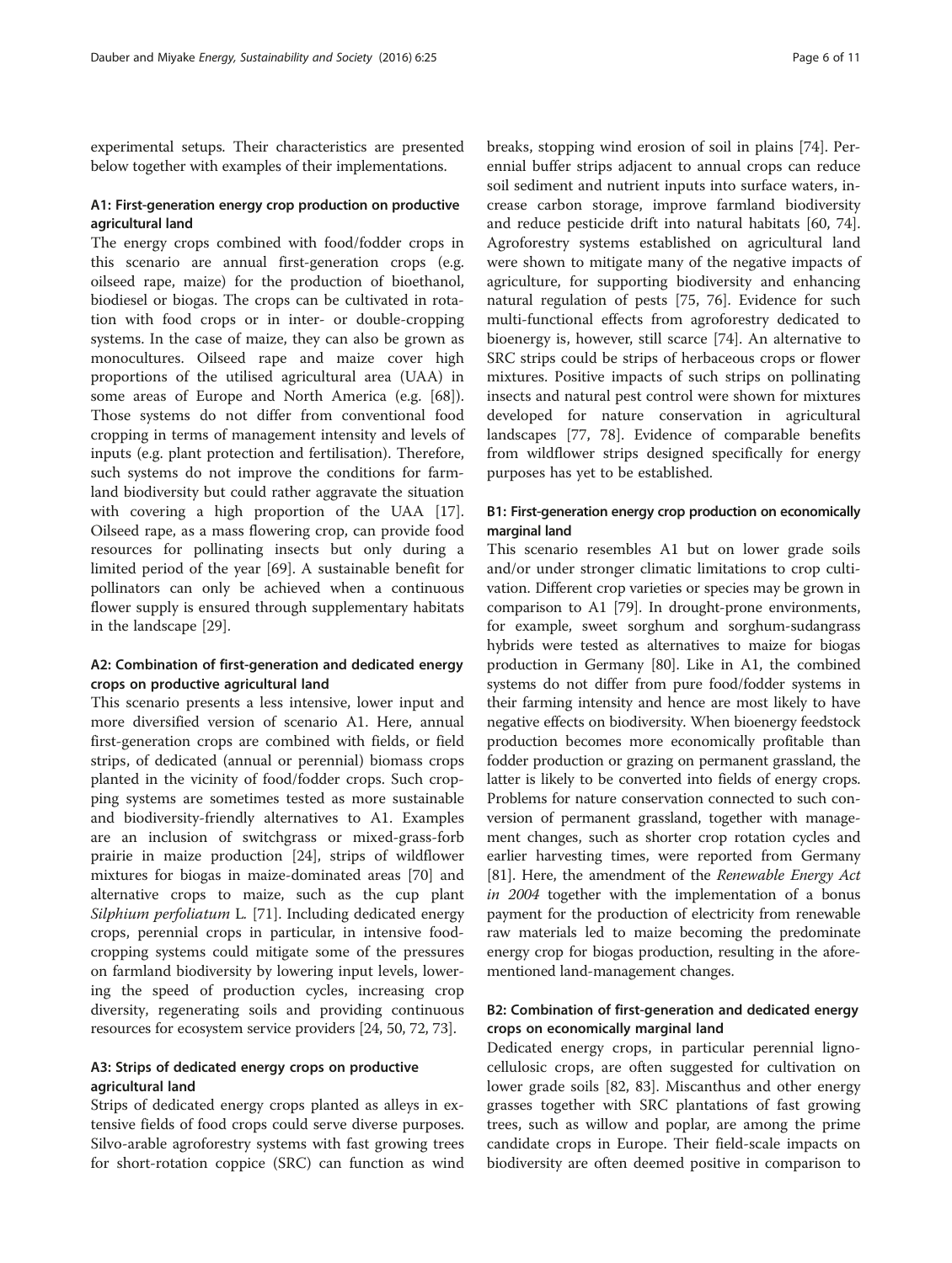experimental setups. Their characteristics are presented below together with examples of their implementations.

### A1: First-generation energy crop production on productive agricultural land

The energy crops combined with food/fodder crops in this scenario are annual first-generation crops (e.g. oilseed rape, maize) for the production of bioethanol, biodiesel or biogas. The crops can be cultivated in rotation with food crops or in inter- or double-cropping systems. In the case of maize, they can also be grown as monocultures. Oilseed rape and maize cover high proportions of the utilised agricultural area (UAA) in some areas of Europe and North America (e.g. [68]). Those systems do not differ from conventional food cropping in terms of management intensity and levels of inputs (e.g. plant protection and fertilisation). Therefore, such systems do not improve the conditions for farmland biodiversity but could rather aggravate the situation with covering a high proportion of the UAA [17]. Oilseed rape, as a mass flowering crop, can provide food resources for pollinating insects but only during a limited period of the year [69]. A sustainable benefit for pollinators can only be achieved when a continuous flower supply is ensured through supplementary habitats in the landscape [29].

### A2: Combination of first-generation and dedicated energy crops on productive agricultural land

This scenario presents a less intensive, lower input and more diversified version of scenario A1. Here, annual first-generation crops are combined with fields, or field strips, of dedicated (annual or perennial) biomass crops planted in the vicinity of food/fodder crops. Such cropping systems are sometimes tested as more sustainable and biodiversity-friendly alternatives to A1. Examples are an inclusion of switchgrass or mixed-grass-forb prairie in maize production [24], strips of wildflower mixtures for biogas in maize-dominated areas [70] and alternative crops to maize, such as the cup plant *Silphium perfoliatum* L. [71]. Including dedicated energy crops, perennial crops in particular, in intensive food-cropping systems could mitigate some of the pressures on farmland biodiversity by lowering input levels, lowering the speed of production cycles, increasing crop diversity, regenerating soils and providing continuous resources for ecosystem service providers [24, 50, 72, 73].

### A3: Strips of dedicated energy crops on productive agricultural land

Strips of dedicated energy crops planted as alleys in extensive fields of food crops could serve diverse purposes. Silvo-arable agroforestry systems with fast growing trees for short-rotation coppice (SRC) can function as wind breaks, stopping wind erosion of soil in plains [74]. Perennial buffer strips adjacent to annual crops can reduce soil sediment and nutrient inputs into surface waters, increase carbon storage, improve farmland biodiversity and reduce pesticide drift into natural habitats [60, 74]. Agroforestry systems established on agricultural land were shown to mitigate many of the negative impacts of agriculture, for supporting biodiversity and enhancing natural regulation of pests [75, 76]. Evidence for such multi-functional effects from agroforestry dedicated to bioenergy is, however, still scarce [74]. An alternative to SRC strips could be strips of herbaceous crops or flower mixtures. Positive impacts of such strips on pollinating insects and natural pest control were shown for mixtures developed for nature conservation in agricultural landscapes [77, 78]. Evidence of comparable benefits from wildflower strips designed specifically for energy purposes has yet to be established.

### B1: First-generation energy crop production on economically marginal land

This scenario resembles A1 but on lower grade soils and/or under stronger climatic limitations to crop cultivation. Different crop varieties or species may be grown in comparison to A1 [79]. In drought-prone environments, for example, sweet sorghum and sorghum-sudangrass hybrids were tested as alternatives to maize for biogas production in Germany [80]. Like in A1, the combined systems do not differ from pure food/fodder systems in their farming intensity and hence are most likely to have negative effects on biodiversity. When bioenergy feedstock production becomes more economically profitable than fodder production or grazing on permanent grassland, the latter is likely to be converted into fields of energy crops. Problems for nature conservation connected to such conversion of permanent grassland, together with management changes, such as shorter crop rotation cycles and earlier harvesting times, were reported from Germany [81]. Here, the amendment of the *Renewable Energy Act in 2004* together with the implementation of a bonus payment for the production of electricity from renewable raw materials led to maize becoming the predominate energy crop for biogas production, resulting in the aforementioned land-management changes.

### B2: Combination of first-generation and dedicated energy crops on economically marginal land

Dedicated energy crops, in particular perennial lignocellulosic crops, are often suggested for cultivation on lower grade soils [82, 83]. Miscanthus and other energy grasses together with SRC plantations of fast growing trees, such as willow and poplar, are among the prime candidate crops in Europe. Their field-scale impacts on biodiversity are often deemed positive in comparison to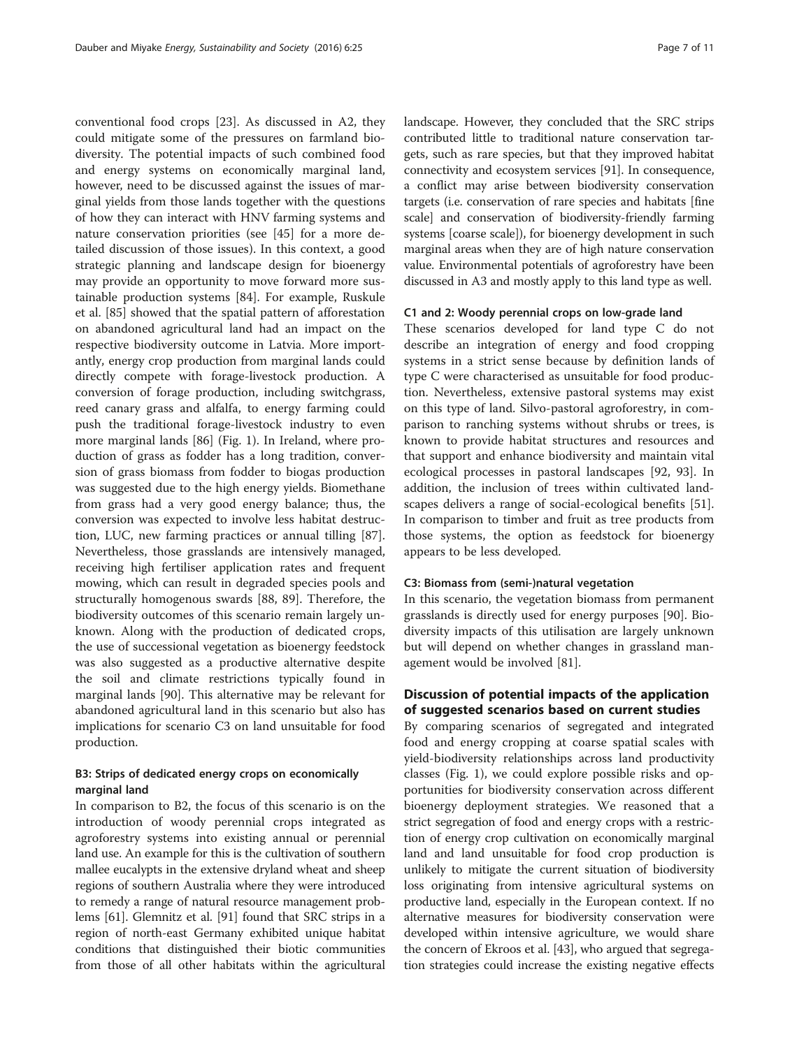conventional food crops [23]. As discussed in A2, they could mitigate some of the pressures on farmland biodiversity. The potential impacts of such combined food and energy systems on economically marginal land, however, need to be discussed against the issues of marginal yields from those lands together with the questions of how they can interact with HNV farming systems and nature conservation priorities (see [45] for a more detailed discussion of those issues). In this context, a good strategic planning and landscape design for bioenergy may provide an opportunity to move forward more sustainable production systems [84]. For example, Ruskule et al. [85] showed that the spatial pattern of afforestation on abandoned agricultural land had an impact on the respective biodiversity outcome in Latvia. More importantly, energy crop production from marginal lands could directly compete with forage-livestock production. A conversion of forage production, including switchgrass, reed canary grass and alfalfa, to energy farming could push the traditional forage-livestock industry to even more marginal lands [86] (Fig. 1). In Ireland, where production of grass as fodder has a long tradition, conversion of grass biomass from fodder to biogas production was suggested due to the high energy yields. Biomethane from grass had a very good energy balance; thus, the conversion was expected to involve less habitat destruction, LUC, new farming practices or annual tilling [87]. Nevertheless, those grasslands are intensively managed, receiving high fertiliser application rates and frequent mowing, which can result in degraded species pools and structurally homogenous swards [88, 89]. Therefore, the biodiversity outcomes of this scenario remain largely unknown. Along with the production of dedicated crops, the use of successional vegetation as bioenergy feedstock was also suggested as a productive alternative despite the soil and climate restrictions typically found in marginal lands [90]. This alternative may be relevant for abandoned agricultural land in this scenario but also has implications for scenario C3 on land unsuitable for food production.

### B3: Strips of dedicated energy crops on economically marginal land

In comparison to B2, the focus of this scenario is on the introduction of woody perennial crops integrated as agroforestry systems into existing annual or perennial land use. An example for this is the cultivation of southern mallee eucalypts in the extensive dryland wheat and sheep regions of southern Australia where they were introduced to remedy a range of natural resource management problems [61]. Glemnitz et al. [91] found that SRC strips in a region of north-east Germany exhibited unique habitat conditions that distinguished their biotic communities from those of all other habitats within the agricultural landscape. However, they concluded that the SRC strips contributed little to traditional nature conservation targets, such as rare species, but that they improved habitat connectivity and ecosystem services [91]. In consequence, a conflict may arise between biodiversity conservation targets (i.e. conservation of rare species and habitats [fine scale] and conservation of biodiversity-friendly farming systems [coarse scale]), for bioenergy development in such marginal areas when they are of high nature conservation value. Environmental potentials of agroforestry have been discussed in A3 and mostly apply to this land type as well.

### C1 and 2: Woody perennial crops on low-grade land

These scenarios developed for land type C do not describe an integration of energy and food cropping systems in a strict sense because by definition lands of type C were characterised as unsuitable for food production. Nevertheless, extensive pastoral systems may exist on this type of land. Silvo-pastoral agroforestry, in comparison to ranching systems without shrubs or trees, is known to provide habitat structures and resources and that support and enhance biodiversity and maintain vital ecological processes in pastoral landscapes [92, 93]. In addition, the inclusion of trees within cultivated landscapes delivers a range of social-ecological benefits [51]. In comparison to timber and fruit as tree products from those systems, the option as feedstock for bioenergy appears to be less developed.

### C3: Biomass from (semi-)natural vegetation

In this scenario, the vegetation biomass from permanent grasslands is directly used for energy purposes [90]. Biodiversity impacts of this utilisation are largely unknown but will depend on whether changes in grassland management would be involved [81].

## Discussion of potential impacts of the application of suggested scenarios based on current studies

By comparing scenarios of segregated and integrated food and energy cropping at coarse spatial scales with yield-biodiversity relationships across land productivity classes (Fig. 1), we could explore possible risks and opportunities for biodiversity conservation across different bioenergy deployment strategies. We reasoned that a strict segregation of food and energy crops with a restriction of energy crop cultivation on economically marginal land and land unsuitable for food crop production is unlikely to mitigate the current situation of biodiversity loss originating from intensive agricultural systems on productive land, especially in the European context. If no alternative measures for biodiversity conservation were developed within intensive agriculture, we would share the concern of Ekroos et al. [43], who argued that segregation strategies could increase the existing negative effects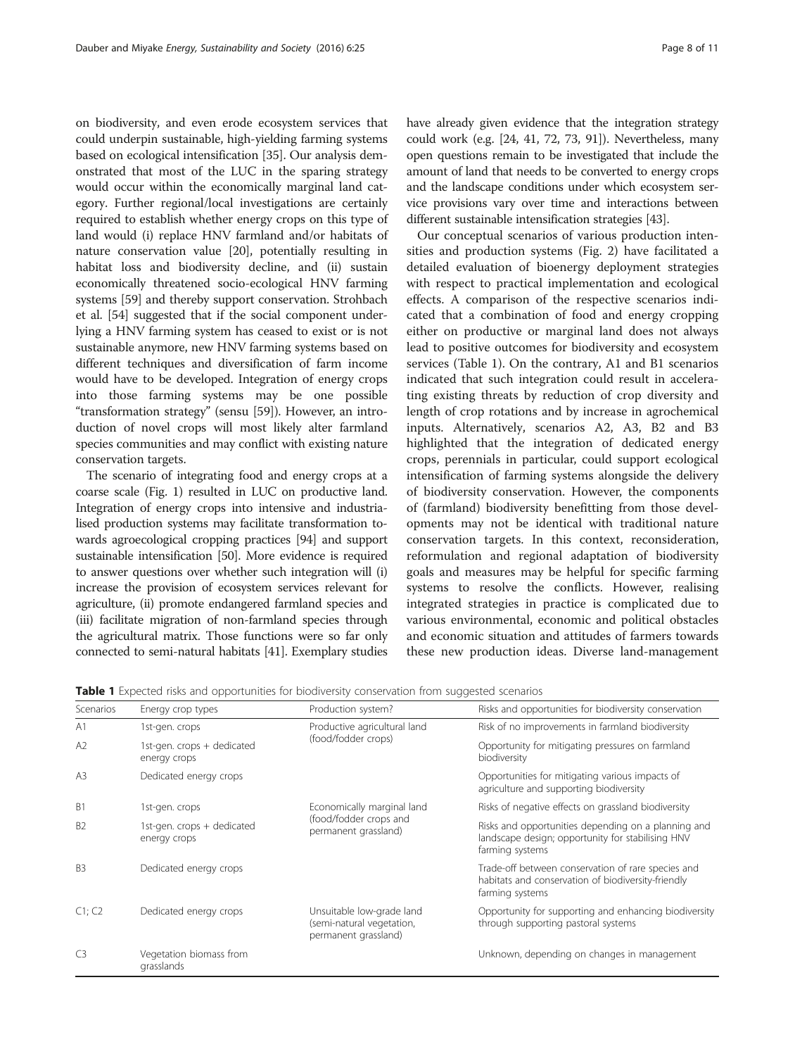on biodiversity, and even erode ecosystem services that could underpin sustainable, high-yielding farming systems based on ecological intensification [35]. Our analysis demonstrated that most of the LUC in the sparing strategy would occur within the economically marginal land category. Further regional/local investigations are certainly required to establish whether energy crops on this type of land would (i) replace HNV farmland and/or habitats of nature conservation value [20], potentially resulting in habitat loss and biodiversity decline, and (ii) sustain economically threatened socio-ecological HNV farming systems [59] and thereby support conservation. Strohbach et al. [54] suggested that if the social component underlying a HNV farming system has ceased to exist or is not sustainable anymore, new HNV farming systems based on different techniques and diversification of farm income would have to be developed. Integration of energy crops into those farming systems may be one possible "transformation strategy" (sensu [59]). However, an introduction of novel crops will most likely alter farmland species communities and may conflict with existing nature conservation targets.

The scenario of integrating food and energy crops at a coarse scale (Fig. 1) resulted in LUC on productive land. Integration of energy crops into intensive and industrialised production systems may facilitate transformation towards agroecological cropping practices [94] and support sustainable intensification [50]. More evidence is required to answer questions over whether such integration will (i) increase the provision of ecosystem services relevant for agriculture, (ii) promote endangered farmland species and (iii) facilitate migration of non-farmland species through the agricultural matrix. Those functions were so far only connected to semi-natural habitats [41]. Exemplary studies have already given evidence that the integration strategy could work (e.g. [24, 41, 72, 73, 91]). Nevertheless, many open questions remain to be investigated that include the amount of land that needs to be converted to energy crops and the landscape conditions under which ecosystem service provisions vary over time and interactions between different sustainable intensification strategies [43].

Our conceptual scenarios of various production intensities and production systems (Fig. 2) have facilitated a detailed evaluation of bioenergy deployment strategies with respect to practical implementation and ecological effects. A comparison of the respective scenarios indicated that a combination of food and energy cropping either on productive or marginal land does not always lead to positive outcomes for biodiversity and ecosystem services (Table 1). On the contrary, A1 and B1 scenarios indicated that such integration could result in accelerating existing threats by reduction of crop diversity and length of crop rotations and by increase in agrochemical inputs. Alternatively, scenarios A2, A3, B2 and B3 highlighted that the integration of dedicated energy crops, perennials in particular, could support ecological intensification of farming systems alongside the delivery of biodiversity conservation. However, the components of (farmland) biodiversity benefitting from those developments may not be identical with traditional nature conservation targets. In this context, reconsideration, reformulation and regional adaptation of biodiversity goals and measures may be helpful for specific farming systems to resolve the conflicts. However, realising integrated strategies in practice is complicated due to various environmental, economic and political obstacles and economic situation and attitudes of farmers towards these new production ideas. Diverse land-management

**Table 1** Expected risks and opportunities for biodiversity conservation from suggested scenarios

| Scenarios | Energy crop types | Production system? | Risks and opportunities for biodiversity conservation |
|---|---|---|---|
| A1 | 1st-gen. crops | Productive agricultural land (food/fodder crops) | Risk of no improvements in farmland biodiversity |
| A2 | 1st-gen. crops + dedicated energy crops | | Opportunity for mitigating pressures on farmland biodiversity |
| A3 | Dedicated energy crops | | Opportunities for mitigating various impacts of agriculture and supporting biodiversity |
| B1 | 1st-gen. crops | Economically marginal land (food/fodder crops and permanent grassland) | Risks of negative effects on grassland biodiversity |
| B2 | 1st-gen. crops + dedicated energy crops | | Risks and opportunities depending on a planning and landscape design; opportunity for stabilising HNV farming systems |
| B3 | Dedicated energy crops | | Trade-off between conservation of rare species and habitats and conservation of biodiversity-friendly farming systems |
| C1; C2 | Dedicated energy crops | Unsuitable low-grade land (semi-natural vegetation, permanent grassland) | Opportunity for supporting and enhancing biodiversity through supporting pastoral systems |
| C3 | Vegetation biomass from grasslands | | Unknown, depending on changes in management |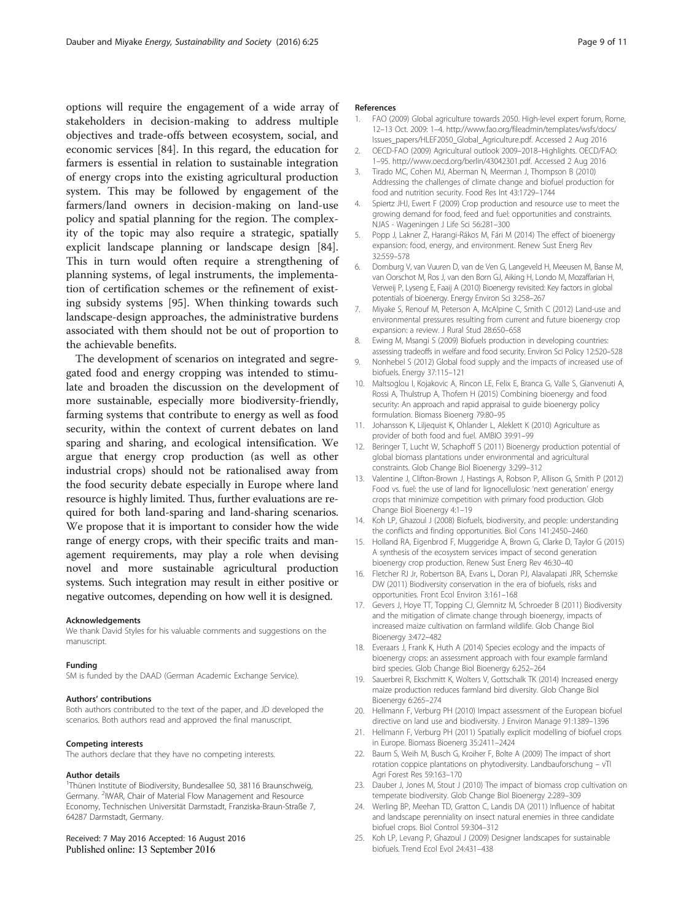options will require the engagement of a wide array of stakeholders in decision-making to address multiple objectives and trade-offs between ecosystem, social, and economic services [84]. In this regard, the education for farmers is essential in relation to sustainable integration of energy crops into the existing agricultural production system. This may be followed by engagement of the farmers/land owners in decision-making on land-use policy and spatial planning for the region. The complexity of the topic may also require a strategic, spatially explicit landscape planning or landscape design [84]. This in turn would often require a strengthening of planning systems, of legal instruments, the implementation of certification schemes or the refinement of existing subsidy systems [95]. When thinking towards such landscape-design approaches, the administrative burdens associated with them should not be out of proportion to the achievable benefits.

The development of scenarios on integrated and segregated food and energy cropping was intended to stimulate and broaden the discussion on the development of more sustainable, especially more biodiversity-friendly, farming systems that contribute to energy as well as food security, within the context of current debates on land sparing and sharing, and ecological intensification. We argue that energy crop production (as well as other industrial crops) should not be rationalised away from the food security debate especially in Europe where land resource is highly limited. Thus, further evaluations are required for both land-sparing and land-sharing scenarios. We propose that it is important to consider how the wide range of energy crops, with their specific traits and management requirements, may play a role when devising novel and more sustainable agricultural production systems. Such integration may result in either positive or negative outcomes, depending on how well it is designed.

#### Acknowledgements
We thank David Styles for his valuable comments and suggestions on the manuscript.

#### Funding
SM is funded by the DAAD (German Academic Exchange Service).

#### Authors' contributions
Both authors contributed to the text of the paper, and JD developed the scenarios. Both authors read and approved the final manuscript.

#### Competing interests
The authors declare that they have no competing interests.

#### Author details
[1]Thünen Institute of Biodiversity, Bundesallee 50, 38116 Braunschweig, Germany. [2]IWAR, Chair of Material Flow Management and Resource Economy, Technischen Universität Darmstadt, Franziska-Braun-Straße 7, 64287 Darmstadt, Germany.

Received: 7 May 2016 Accepted: 16 August 2016
Published online: 13 September 2016

#### References
1. FAO (2009) Global agriculture towards 2050. High-level expert forum, Rome, 12–13 Oct. 2009: 1–4. http://www.fao.org/fileadmin/templates/wsfs/docs/Issues_papers/HLEF2050_Global_Agriculture.pdf. Accessed 2 Aug 2016
2. OECD-FAO (2009) Agricultural outlook 2009–2018–Highlights. OECD/FAO: 1–95. http://www.oecd.org/berlin/43042301.pdf. Accessed 2 Aug 2016
3. Tirado MC, Cohen MJ, Aberman N, Meerman J, Thompson B (2010) Addressing the challenges of climate change and biofuel production for food and nutrition security. Food Res Int 43:1729–1744
4. Spiertz JHJ, Ewert F (2009) Crop production and resource use to meet the growing demand for food, feed and fuel: opportunities and constraints. NJAS - Wageningen J Life Sci 56:281–300
5. Popp J, Lakner Z, Harangi-Rákos M, Fári M (2014) The effect of bioenergy expansion: food, energy, and environment. Renew Sust Energ Rev 32:559–578
6. Dornburg V, van Vuuren D, van de Ven G, Langeveld H, Meeusen M, Banse M, van Oorschot M, Ros J, van den Born GJ, Aiking H, Londo M, Mozaffarian H, Verweij P, Lyseng E, Faaij A (2010) Bioenergy revisited: Key factors in global potentials of bioenergy. Energy Environ Sci 3:258–267
7. Miyake S, Renouf M, Peterson A, McAlpine C, Smith C (2012) Land-use and environmental pressures resulting from current and future bioenergy crop expansion: a review. J Rural Stud 28:650–658
8. Ewing M, Msangi S (2009) Biofuels production in developing countries: assessing tradeoffs in welfare and food security. Environ Sci Policy 12:520–528
9. Nonhebel S (2012) Global food supply and the impacts of increased use of biofuels. Energy 37:115–121
10. Maltsoglou I, Kojakovic A, Rincon LE, Felix E, Branca G, Valle S, Gianvenuti A, Rossi A, Thulstrup A, Thofern H (2015) Combining bioenergy and food security: An approach and rapid appraisal to guide bioenergy policy formulation. Biomass Bioenerg 79:80–95
11. Johansson K, Liljequist K, Ohlander L, Aleklett K (2010) Agriculture as provider of both food and fuel. AMBIO 39:91–99
12. Beringer T, Lucht W, Schaphoff S (2011) Bioenergy production potential of global biomass plantations under environmental and agricultural constraints. Glob Change Biol Bioenergy 3:299–312
13. Valentine J, Clifton-Brown J, Hastings A, Robson P, Allison G, Smith P (2012) Food vs. fuel: the use of land for lignocellulosic 'next generation' energy crops that minimize competition with primary food production. Glob Change Biol Bioenergy 4:1–19
14. Koh LP, Ghazoul J (2008) Biofuels, biodiversity, and people: understanding the conflicts and finding opportunities. Biol Cons 141:2450–2460
15. Holland RA, Eigenbrod F, Muggeridge A, Brown G, Clarke D, Taylor G (2015) A synthesis of the ecosystem services impact of second generation bioenergy crop production. Renew Sust Energ Rev 46:30–40
16. Fletcher RJ Jr, Robertson BA, Evans L, Doran PJ, Alavalapati JRR, Schemske DW (2011) Biodiversity conservation in the era of biofuels, risks and opportunities. Front Ecol Environ 3:161–168
17. Gevers J, Hoye TT, Topping CJ, Glemnitz M, Schroeder B (2011) Biodiversity and the mitigation of climate change through bioenergy, impacts of increased maize cultivation on farmland wildlife. Glob Change Biol Bioenergy 3:472–482
18. Everaars J, Frank K, Huth A (2014) Species ecology and the impacts of bioenergy crops: an assessment approach with four example farmland bird species. Glob Change Biol Bioenergy 6:252–264
19. Sauerbrei R, Ekschmitt K, Wolters V, Gottschalk TK (2014) Increased energy maize production reduces farmland bird diversity. Glob Change Biol Bioenergy 6:265–274
20. Hellmann F, Verburg PH (2010) Impact assessment of the European biofuel directive on land use and biodiversity. J Environ Manage 91:1389–1396
21. Hellmann F, Verburg PH (2011) Spatially explicit modelling of biofuel crops in Europe. Biomass Bioenerg 35:2411–2424
22. Baum S, Weih M, Busch G, Kroiher F, Bolte A (2009) The impact of short rotation coppice plantations on phytodiversity. Landbauforschung – vTI Agri Forest Res 59:163–170
23. Dauber J, Jones M, Stout J (2010) The impact of biomass crop cultivation on temperate biodiversity. Glob Change Biol Bioenergy 2:289–309
24. Werling BP, Meehan TD, Gratton C, Landis DA (2011) Influence of habitat and landscape perenniality on insect natural enemies in three candidate biofuel crops. Biol Control 59:304–312
25. Koh LP, Levang P, Ghazoul J (2009) Designer landscapes for sustainable biofuels. Trend Ecol Evol 24:431–438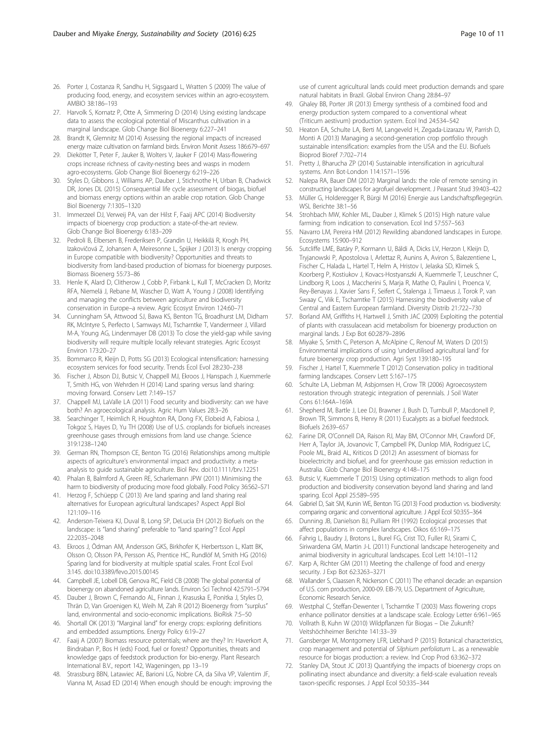26. Porter J, Costanza R, Sandhu H, Sigsgaard L, Wratten S (2009) The value of producing food, energy, and ecosystem services within an agro-ecosystem. AMBIO 38:186–193
27. Harvolk S, Kornatz P, Otte A, Simmering D (2014) Using existing landscape data to assess the ecological potential of Miscanthus cultivation in a marginal landscape. Glob Change Biol Bioenergy 6:227–241
28. Brandt K, Glemnitz M (2014) Assessing the regional impacts of increased energy maize cultivation on farmland birds. Environ Monit Assess 186:679–697
29. Diekötter T, Peter F, Jauker B, Wolters V, Jauker F (2014) Mass-flowering crops increase richness of cavity-nesting bees and wasps in modern agro-ecosystems. Glob Change Biol Bioenergy 6:219–226
30. Styles D, Gibbons J, Williams AP, Dauber J, Stichnothe H, Urban B, Chadwick DR, Jones DL (2015) Consequential life cycle assessment of biogas, biofuel and biomass energy options within an arable crop rotation. Glob Change Biol Bioenergy 7:1305–1320
31. Immerzeel DJ, Verweij PA, van der Hilst F, Faaij APC (2014) Biodiversity impacts of bioenergy crop production: a state-of-the-art review. Glob Change Biol Bioenergy 6:183–209
32. Pedroli B, Elbersen B, Frederiksen P, Grandin U, Heikkilä R, Krogh PH, Izakovičová Z, Johansen A, Meiresonne L, Spijker J (2013) Is energy cropping in Europe compatible with biodiversity? Opportunities and threats to biodiversity from land-based production of biomass for bioenergy purposes. Biomass Bioenerg 55:73–86
33. Henle K, Alard D, Clitherow J, Cobb P, Firbank L, Kull T, McCracken D, Moritz RFA, Niemelä J, Rebane M, Wascher D, Watt A, Young J (2008) Identifying and managing the conflicts between agriculture and biodiversity conservation in Europe–a review. Agric Ecosyst Environ 124:60–71
34. Cunningham SA, Attwood SJ, Bawa KS, Benton TG, Broadhurst LM, Didham RK, McIntyre S, Perfecto I, Samways MJ, Tscharntke T, Vandermeer J, Villard M-A, Young AG, Lindenmayer DB (2013) To close the yield-gap while saving biodiversity will require multiple locally relevant strategies. Agric Ecosyst Environ 173:20–27
35. Bommarco R, Kleijn D, Potts SG (2013) Ecological intensification: harnessing ecosystem services for food security. Trends Ecol Evol 28:230–238
36. Fischer J, Abson DJ, Butsic V, Chappell MJ, Ekroos J, Hanspach J, Kuemmerle T, Smith HG, von Wehrden H (2014) Land sparing versus land sharing: moving forward. Conserv Lett 7:149–157
37. Chappell MJ, LaValle LA (2011) Food security and biodiversity: can we have both? An agroecological analysis. Agric Hum Values 28:3–26
38. Searchinger T, Heimlich R, Houghton RA, Dong FX, Elobeid A, Fabiosa J, Tokgoz S, Hayes D, Yu TH (2008) Use of U.S. croplands for biofuels increases greenhouse gases through emissions from land use change. Science 319:1238–1240
39. German RN, Thompson CE, Benton TG (2016) Relationships among multiple aspects of agriculture's environmental impact and productivity: a meta-analysis to guide sustainable agriculture. Biol Rev. doi:10.1111/brv.12251
40. Phalan B, Balmford A, Green RE, Scharlemann JPW (2011) Minimising the harm to biodiversity of producing more food globally. Food Policy 36:S62–S71
41. Herzog F, Schüepp C (2013) Are land sparing and land sharing real alternatives for European agricultural landscapes? Aspect Appl Biol 121:109–116
42. Anderson-Teixera KJ, Duval B, Long SP, DeLucia EH (2012) Biofuels on the landscape: is "land sharing" preferable to "land sparing"? Ecol Appl 22:2035–2048
43. Ekroos J, Ödman AM, Andersson GKS, Birkhofer K, Herbertsson L, Klatt BK, Olsson O, Olsson PA, Persson AS, Prentice HC, Rundlöf M, Smith HG (2016) Sparing land for biodiversity at multiple spatial scales. Front Ecol Evol 3:145. doi:10.3389/fevo.2015.00145
44. Campbell JE, Lobell DB, Genova RC, Field CB (2008) The global potential of bioenergy on abandoned agriculture lands. Environ Sci Technol 42:5791–5794
45. Dauber J, Brown C, Fernando AL, Finnan J, Krasuska E, Ponitka J, Styles D, Thrän D, Van Groenigen KJ, Weih M, Zah R (2012) Bioenergy from "surplus" land, environmental and socio-economic implications. BioRisk 7:5–50
46. Shortall OK (2013) "Marginal land" for energy crops: exploring definitions and embedded assumptions. Energy Policy 6:19–27
47. Faaij A (2007) Biomass resource potentials; where are they? In: Haverkort A, Bindraban P, Bos H (eds) Food, fuel or forest? Opportunities, threats and knowledge gaps of feedstock production for bio-energy. Plant Research International B.V., report 142, Wageningen, pp 13–19
48. Strassburg BBN, Latawiec AE, Barioni LG, Nobre CA, da Silva VP, Valentim JF, Vianna M, Assad ED (2014) When enough should be enough: improving the use of current agricultural lands could meet production demands and spare natural habitats in Brazil. Global Environ Chang 28:84–97
49. Ghaley BB, Porter JR (2013) Emergy synthesis of a combined food and energy production system compared to a conventional wheat (Triticum aestivum) production system. Ecol Ind 24:534–542
50. Heaton EA, Schulte LA, Berti M, Langeveld H, Zegada-Lizarazu W, Parrish D, Monti A (2013) Managing a second-generation crop portfolio through sustainable intensification: examples from the USA and the EU. Biofuels Bioprod Bioref 7:702–714
51. Pretty J, Bharucha ZP (2014) Sustainable intensification in agricultural systems. Ann Bot-London 114:1571–1596
52. Nalepa RA, Bauer DM (2012) Marginal lands: the role of remote sensing in constructing landscapes for agrofuel development. J Peasant Stud 39:403–422
53. Müller G, Holderegger R, Bürgi M (2016) Energie aus Landschaftspflegegrün. WSL Berichte 38:1–56
54. Strohbach MW, Kohler ML, Dauber J, Klimek S (2015) High nature value farming: from indication to conservation. Ecol Ind 57:557–563
55. Navarro LM, Pereira HM (2012) Rewilding abandoned landscapes in Europe. Ecosystems 15:900–912
56. Sutcliffe LME, Batáry P, Kormann U, Báldi A, Dicks LV, Herzon I, Kleijn D, Tryjanowski P, Apostolova I, Arlettaz R, Aunins A, Aviron S, Balezentiene L, Fischer C, Halada L, Hartel T, Helm A, Hristov I, Jelaska SD, Klimek S, Koorberg P, Kostiukov J, Kovacs-Hostyanszki A, Kuemmerle T, Leuschner C, Lindborg R, Loos J, Maccherini S, Marja R, Mathe O, Paulini I, Proenca V, Rey-Benayas J, Xavier Sans F, Seifert C, Stalenga J, Timaeus J, Torok P, van Swaay C, Viik E, Tscharntke T (2015) Harnessing the biodiversity value of Central and Eastern European farmland. Diversity Distrib 21:722–730
57. Borland AM, Griffiths H, Hartwell J, Smith JAC (2009) Exploiting the potential of plants with crassulacean acid metabolism for bioenergy production on marginal lands. J Exp Bot 60:2879–2896
58. Miyake S, Smith C, Peterson A, McAlpine C, Renouf M, Waters D (2015) Environmental implications of using 'underutilised agricultural land' for future bioenergy crop production. Agri Syst 139:180–195
59. Fischer J, Hartel T, Kuemmerle T (2012) Conservation policy in traditional farming landscapes. Conserv Lett 5:167–175
60. Schulte LA, Liebman M, Asbjornsen H, Crow TR (2006) Agroecosystem restoration through strategic integration of perennials. J Soil Water Cons 61:164A–169A
61. Shepherd M, Bartle J, Lee DJ, Brawner J, Bush D, Turnbull P, Macdonell P, Brown TR, Simmons B, Henry R (2011) Eucalypts as a biofuel feedstock. Biofuels 2:639–657
62. Farine DR, O'Connell DA, Raison RJ, May BM, O'Connor MH, Crawford DF, Herr A, Taylor JA, Jovanovic T, Campbell PK, Dunlop MIA, Rodriguez LC, Poole ML, Braid AL, Kriticos D (2012) An assessment of biomass for bioelectricity and biofuel, and for greenhouse gas emission reduction in Australia. Glob Change Biol Bioenergy 4:148–175
63. Butsic V, Kuemmerle T (2015) Using optimization methods to align food production and biodiversity conservation beyond land sharing and land sparing. Ecol Appl 25:589–595
64. Gabriel D, Sait SM, Kunin WE, Benton TG (2013) Food production vs. biodiversity: comparing organic and conventional agriculture. J Appl Ecol 50:355–364
65. Dunning JB, Danielson BJ, Pulliam RH (1992) Ecological processes that affect populations in complex landscapes. Oikos 65:169–175
66. Fahrig L, Baudry J, Brotons L, Burel FG, Crist TO, Fuller RJ, Sirami C, Siriwardena GM, Martin J-L (2011) Functional landscape heterogeneity and animal biodiversity in agricultural landscapes. Ecol Lett 14:101–112
67. Karp A, Richter GM (2011) Meeting the challenge of food and energy security. J Exp Bot 62:3263–3271
68. Wallander S, Claassen R, Nickerson C (2011) The ethanol decade: an expansion of U.S. corn production, 2000-09. EIB-79, U.S. Department of Agriculture, Economic Research Service.
69. Westphal C, Steffan-Dewenter I, Tscharntke T (2003) Mass flowering crops enhance pollinator densities at a landscape scale. Ecology Letter 6:961–965
70. Vollrath B, Kuhn W (2010) Wildpflanzen für Biogas – Die Zukunft? Veitshöchheimer Berichte 141:33–39
71. Gansberger M, Montgomery LFR, Liebhard P (2015) Botanical characteristics, crop management and potential of *Silphium perfoliatum* L. as a renewable resource for biogas production: a review. Ind Crop Prod 63:362–372
72. Stanley DA, Stout JC (2013) Quantifying the impacts of bioenergy crops on pollinating insect abundance and diversity: a field-scale evaluation reveals taxon-specific responses. J Appl Ecol 50:335–344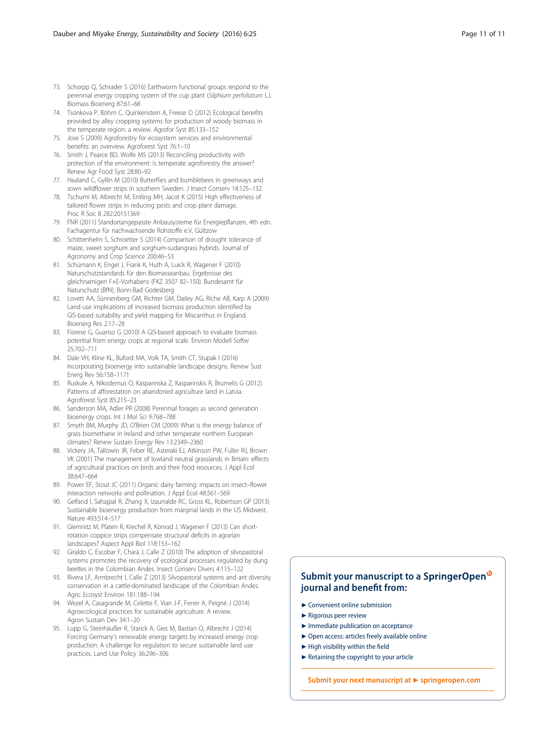73. Schorpp Q, Schrader S (2016) Earthworm functional groups respond to the perennial energy cropping system of the cup plant (*Silphium perfoliatum* L.). Biomass Bioenerg 87:61–68
74. Tsonkova P, Böhm C, Quinkenstein A, Freese D (2012) Ecological benefits provided by alley cropping systems for production of woody biomass in the temperate region: a review. Agrofor Syst 85:133–152
75. Jose S (2009) Agroforestry for ecosystem services and environmental benefits: an overview. Agroforest Syst 76:1–10
76. Smith J, Pearce BD, Wolfe MS (2013) Reconciling productivity with protection of the environment: is temperate agroforestry the answer? Renew Agr Food Syst 28:80–92
77. Haaland C, Gyllin M (2010) Butterflies and bumblebees in greenways and sown wildflower strips in southern Sweden. J Insect Conserv 14:125–132
78. Tschumi M, Albrecht M, Entling MH, Jacot K (2015) High effectiveness of tailored flower strips in reducing pests and crop plant damage. Proc R Soc B 282:20151369
79. FNR (2011) Standortangepasste Anbausysteme für Energiepflanzen, 4th edn. Fachagentur für nachwachsende Rohstoffe e.V, Gültzow
80. Schittenhelm S, Schroetter S (2014) Comparison of drought tolerance of maize, sweet sorghum and sorghum-sudangrass hybrids. Journal of Agronomy and Crop Science 200:46–53
81. Schümann K, Engel J, Frank K, Huth A, Luick R, Wagener F (2010) Naturschutzstandards für den Biomasseanbau. Ergebnisse des gleichnamigen F+E-Vorhabens (FKZ 3507 82–150). Bundesamt für Naturschutz (BfN), Bonn-Bad Godesberg
82. Lovett AA, Sünnenberg GM, Richter GM, Dailey AG, Riche AB, Karp A (2009) Land use implications of increased biomass production identified by GIS-based suitability and yield mapping for Miscanthus in England. Bioenerg Res 2:17–28
83. Fiorese G, Guariso G (2010) A GIS-based approach to evaluate biomass potential from energy crops at regional scale. Environ Modell Softw 25:702–711
84. Dale VH, Kline KL, Buford MA, Volk TA, Smith CT, Stupak I (2016) Incorporating bioenergy into sustainable landscape designs. Renew Sust Energ Rev 56:158–1171
85. Ruskule A, Nikodemus O, Kasparinska Z, Kasparinskis R, Brumelis G (2012) Patterns of afforestation on abandoned agriculture land in Latvia. Agroforest Syst 85:215–23
86. Sanderson MA, Adler PR (2008) Perennial forages as second generation bioenergy crops. Int J Mol Sci 9:768–788
87. Smyth BM, Murphy JD, O'Brien CM (2009) What is the energy balance of grass biomethane in Ireland and other temperate northern European climates? Renew Sustain Energy Rev 13:2349–2360
88. Vickery JA, Tallowin JR, Feber RE, Asteraki EJ, Atkinson PW, Fuller RJ, Brown VK (2001) The management of lowland neutral grasslands in Britain: effects of agricultural practices on birds and their food resources. J Appl Ecol 38:647–664
89. Power EF, Stout JC (2011) Organic dairy farming: impacts on insect–flower interaction networks and pollination. J Appl Ecol 48:561–569
90. Gelfand I, Sahajpal R, Zhang X, Izaurralde RC, Gross KL, Robertson GP (2013) Sustainable bioenergy production from marginal lands in the US Midwest. Nature 493:514–517
91. Glemnitz M, Platen R, Krechel R, Konrad J, Wagener F (2013) Can short-rotation coppice strips compensate structural deficits in agrarian landscapes? Aspect Appl Biol 118:153–162
92. Giraldo C, Escobar F, Chará J, Calle Z (2010) The adoption of silvopastoral systems promotes the recovery of ecological processes regulated by dung beetles in the Colombian Andes. Insect Conserv Divers 4:115–122
93. Rivera LF, Armbrecht I, Calle Z (2013) Silvopastoral systems and ant diversity conservation in a cattle-dominated landscape of the Colombian Andes. Agric Ecosyst Environ 181:188–194
94. Wezel A, Casagrande M, Celette F, Vian J-F, Ferrer A, Peigné J (2014) Agroecological practices for sustainable agriculture. A review. Agron Sustain Dev 34:1–20
95. Lupp G, Steinhäußer R, Starick A, Gies M, Bastian O, Albrecht J (2014) Forcing Germany's renewable energy targets by increased energy crop production: A challenge for regulation to secure sustainable land use practices. Land Use Policy 36:296–306

**Submit your manuscript to a SpringerOpen journal and benefit from:**

- ► Convenient online submission
- ► Rigorous peer review
- ► Immediate publication on acceptance
- ► Open access: articles freely available online
- ► High visibility within the field
- ► Retaining the copyright to your article

**Submit your next manuscript at ► springeropen.com**